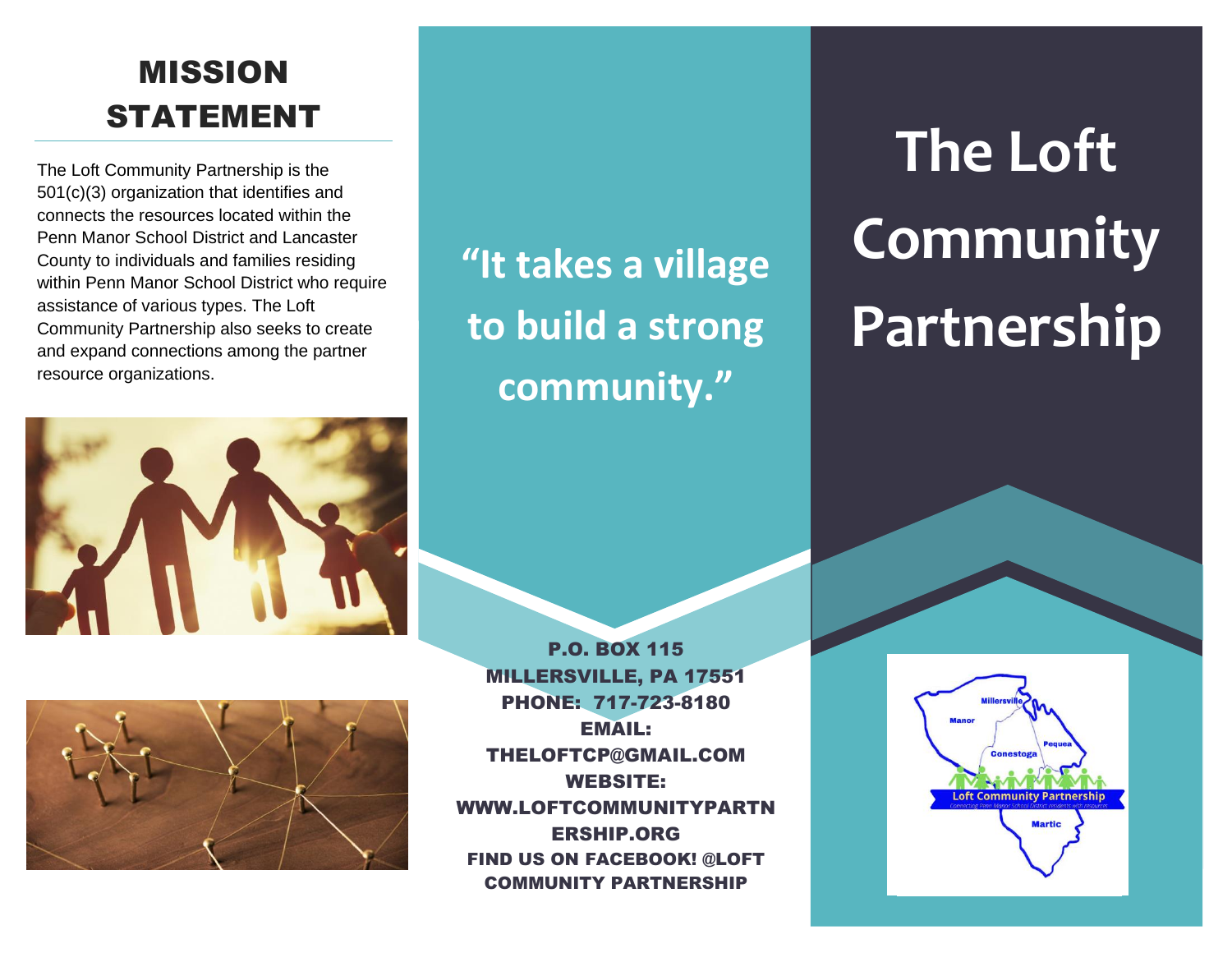## MISSION STATEMENT

The Loft Community Partnership is the 501(c)(3) organization that identifies and connects the resources located within the Penn Manor School District and Lancaster County to individuals and families residing within Penn Manor School District who require assistance of various types. The Loft Community Partnership also seeks to create and expand connections among the partner resource organizations.

**"It takes a village to build a strong community."**

P.O. BOX 115
MILLERSVILLE, PA 17551
PHONE: 717-723-8180
EMAIL: THELOFTCP@GMAIL.COM
WEBSITE: WWW.LOFTCOMMUNITYPARTNERSHIP.ORG
FIND US ON FACEBOOK! @LOFT COMMUNITY PARTNERSHIP

# The Loft Community Partnership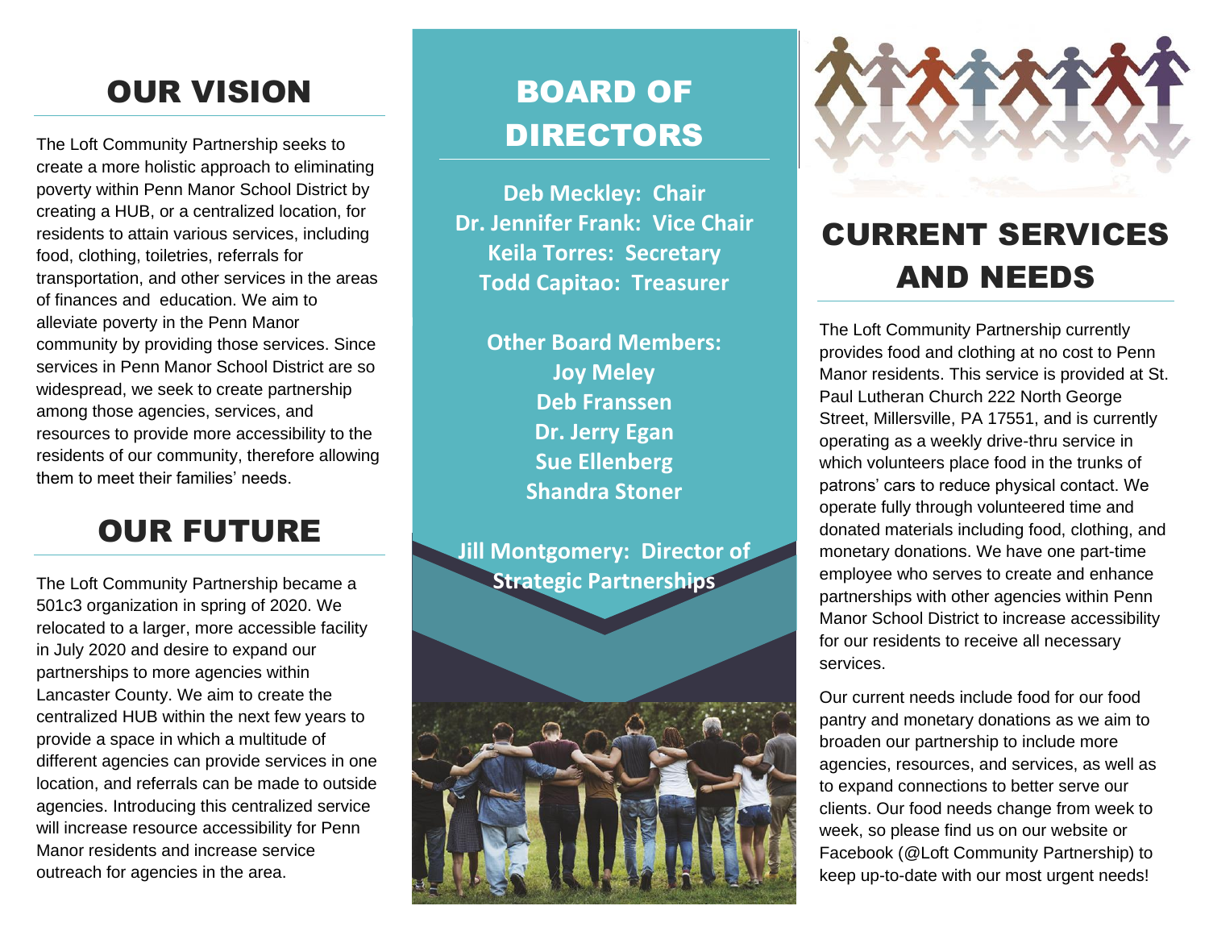## OUR VISION

The Loft Community Partnership seeks to create a more holistic approach to eliminating poverty within Penn Manor School District by creating a HUB, or a centralized location, for residents to attain various services, including food, clothing, toiletries, referrals for transportation, and other services in the areas of finances and education. We aim to alleviate poverty in the Penn Manor community by providing those services. Since services in Penn Manor School District are so widespread, we seek to create partnership among those agencies, services, and resources to provide more accessibility to the residents of our community, therefore allowing them to meet their families' needs.

## OUR FUTURE

The Loft Community Partnership became a 501c3 organization in spring of 2020. We relocated to a larger, more accessible facility in July 2020 and desire to expand our partnerships to more agencies within Lancaster County. We aim to create the centralized HUB within the next few years to provide a space in which a multitude of different agencies can provide services in one location, and referrals can be made to outside agencies. Introducing this centralized service will increase resource accessibility for Penn Manor residents and increase service outreach for agencies in the area.

## BOARD OF DIRECTORS

**Deb Meckley: Chair**
**Dr. Jennifer Frank: Vice Chair**
**Keila Torres: Secretary**
**Todd Capitao: Treasurer**

**Other Board Members:**
**Joy Meley**
**Deb Franssen**
**Dr. Jerry Egan**
**Sue Ellenberg**
**Shandra Stoner**

**Jill Montgomery: Director of Strategic Partnerships**

## CURRENT SERVICES AND NEEDS

The Loft Community Partnership currently provides food and clothing at no cost to Penn Manor residents. This service is provided at St. Paul Lutheran Church 222 North George Street, Millersville, PA 17551, and is currently operating as a weekly drive-thru service in which volunteers place food in the trunks of patrons' cars to reduce physical contact. We operate fully through volunteered time and donated materials including food, clothing, and monetary donations. We have one part-time employee who serves to create and enhance partnerships with other agencies within Penn Manor School District to increase accessibility for our residents to receive all necessary services.

Our current needs include food for our food pantry and monetary donations as we aim to broaden our partnership to include more agencies, resources, and services, as well as to expand connections to better serve our clients. Our food needs change from week to week, so please find us on our website or Facebook (@Loft Community Partnership) to keep up-to-date with our most urgent needs!